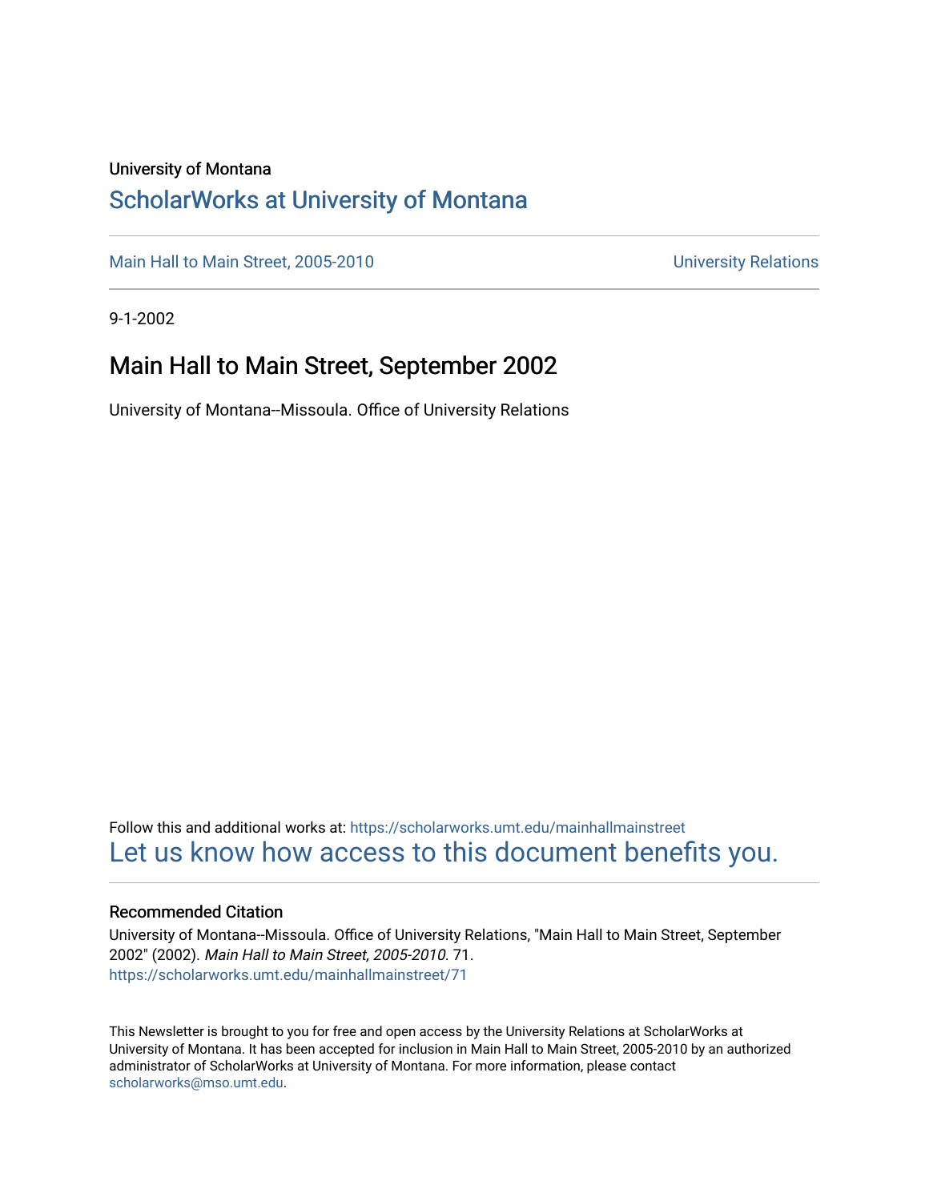University of Montana

# ScholarWorks at University of Montana

Main Hall to Main Street, 2005-2010 | University Relations

9-1-2002

## Main Hall to Main Street, September 2002

University of Montana--Missoula. Office of University Relations

Follow this and additional works at: https://scholarworks.umt.edu/mainhallmainstreet

Let us know how access to this document benefits you.

### Recommended Citation

University of Montana--Missoula. Office of University Relations, "Main Hall to Main Street, September 2002" (2002). *Main Hall to Main Street, 2005-2010*. 71.
https://scholarworks.umt.edu/mainhallmainstreet/71

This Newsletter is brought to you for free and open access by the University Relations at ScholarWorks at University of Montana. It has been accepted for inclusion in Main Hall to Main Street, 2005-2010 by an authorized administrator of ScholarWorks at University of Montana. For more information, please contact scholarworks@mso.umt.edu.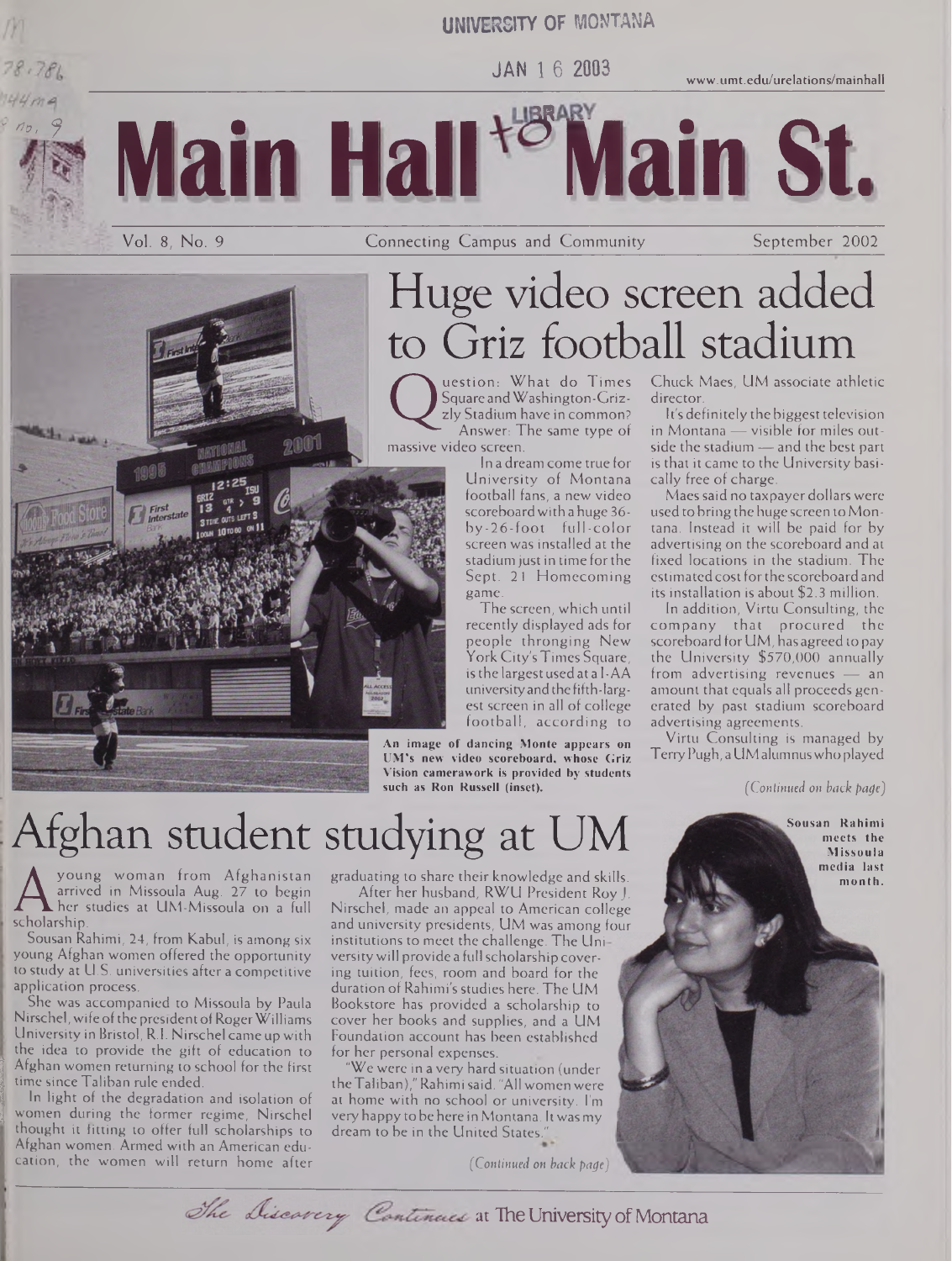UNIVERSITY OF MONTANA

JAN 16 2003

www.umt.edu/urelations/mainhall

LIBRARY

# Main Hall to Main St.

Vol. 8, No. 9 — Connecting Campus and Community — September 2002

## Huge video screen added to Griz football stadium

Question: What do Times Square and Washington-Grizzly Stadium have in common? Answer: The same type of massive video screen.

In a dream come true for University of Montana football fans, a new video scoreboard with a huge 36-by-26-foot full-color screen was installed at the stadium just in time for the Sept. 21 Homecoming game.

The screen, which until recently displayed ads for people thronging New York City's Times Square, is the largest used at a I-AA university and the fifth-largest screen in all of college football, according to Chuck Maes, UM associate athletic director.

It's definitely the biggest television in Montana — visible for miles outside the stadium — and the best part is that it came to the University basically free of charge.

Maes said no taxpayer dollars were used to bring the huge screen to Montana. Instead it will be paid for by advertising on the scoreboard and at fixed locations in the stadium. The estimated cost for the scoreboard and its installation is about $2.3 million.

In addition, Virtu Consulting, the company that procured the scoreboard for UM, has agreed to pay the University $570,000 annually from advertising revenues — an amount that equals all proceeds generated by past stadium scoreboard advertising agreements.

Virtu Consulting is managed by Terry Pugh, a UM alumnus who played

*(Continued on back page)*

An image of dancing Monte appears on UM's new video scoreboard, whose Griz Vision camerawork is provided by students such as Ron Russell (inset).

## Afghan student studying at UM

A young woman from Afghanistan arrived in Missoula Aug. 27 to begin her studies at UM-Missoula on a full scholarship.

Sousan Rahimi, 24, from Kabul, is among six young Afghan women offered the opportunity to study at U.S. universities after a competitive application process.

She was accompanied to Missoula by Paula Nirschel, wife of the president of Roger Williams University in Bristol, R.I. Nirschel came up with the idea to provide the gift of education to Afghan women returning to school for the first time since Taliban rule ended.

In light of the degradation and isolation of women during the former regime, Nirschel thought it fitting to offer full scholarships to Afghan women. Armed with an American education, the women will return home after graduating to share their knowledge and skills.

After her husband, RWU President Roy J. Nirschel, made an appeal to American college and university presidents, UM was among four institutions to meet the challenge. The University will provide a full scholarship covering tuition, fees, room and board for the duration of Rahimi's studies here. The UM Bookstore has provided a scholarship to cover her books and supplies, and a UM Foundation account has been established for her personal expenses.

"We were in a very hard situation (under the Taliban)," Rahimi said. "All women were at home with no school or university. I'm very happy to be here in Montana. It was my dream to be in the United States."

*(Continued on back page)*

Sousan Rahimi meets the Missoula media last month.

*The Discovery Continues* at The University of Montana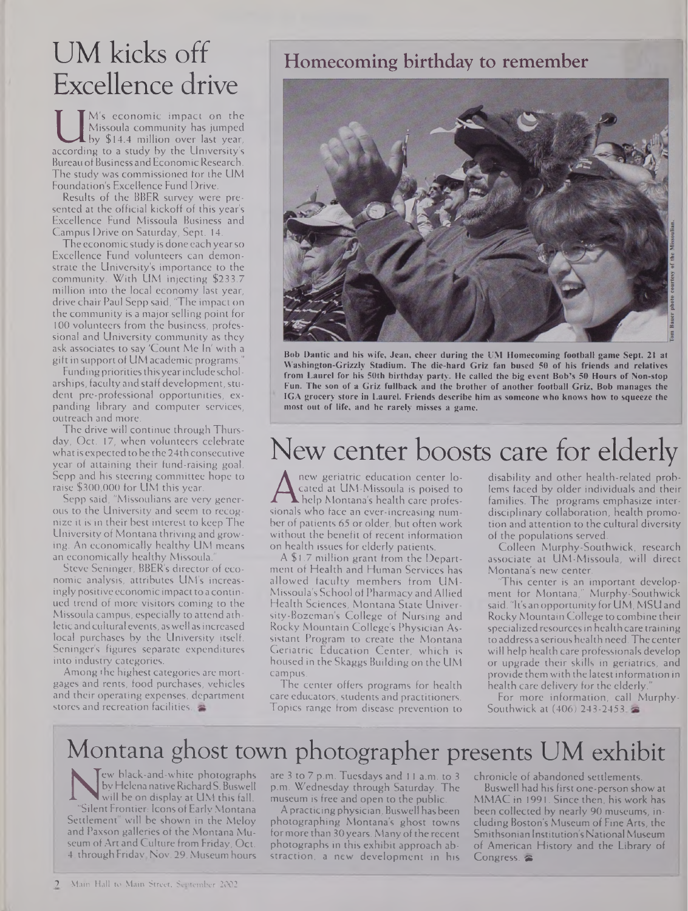# UM kicks off Excellence drive

UM's economic impact on the Missoula community has jumped by $14.4 million over last year, according to a study by the University's Bureau of Business and Economic Research. The study was commissioned for the UM Foundation's Excellence Fund Drive.

Results of the BBER survey were presented at the official kickoff of this year's Excellence Fund Missoula Business and Campus Drive on Saturday, Sept. 14.

The economic study is done each year so Excellence Fund volunteers can demonstrate the University's importance to the community. With UM injecting $233.7 million into the local economy last year, drive chair Paul Sepp said, "The impact on the community is a major selling point for 100 volunteers from the business, professional and University community as they ask associates to say 'Count Me In' with a gift in support of UM academic programs."

Funding priorities this year include scholarships, faculty and staff development, student pre-professional opportunities, expanding library and computer services, outreach and more.

The drive will continue through Thursday, Oct. 17, when volunteers celebrate what is expected to be the 24th consecutive year of attaining their fund-raising goal. Sepp and his steering committee hope to raise $300,000 for UM this year.

Sepp said, "Missoulians are very generous to the University and seem to recognize it is in their best interest to keep The University of Montana thriving and growing. An economically healthy UM means an economically healthy Missoula."

Steve Seninger, BBER's director of economic analysis, attributes UM's increasingly positive economic impact to a continued trend of more visitors coming to the Missoula campus, especially to attend athletic and cultural events, as well as increased local purchases by the University itself. Seninger's figures separate expenditures into industry categories.

Among the highest categories are mortgages and rents, food purchases, vehicles and their operating expenses, department stores and recreation facilities.

## Homecoming birthday to remember

Tom Bauer photo courtesy of the Missoulian.

**Bob Dantic and his wife, Jean, cheer during the UM Homecoming football game Sept. 21 at Washington-Grizzly Stadium. The die-hard Griz fan bused 50 of his friends and relatives from Laurel for his 50th birthday party. He called the big event Bob's 50 Hours of Non-stop Fun. The son of a Griz fullback and the brother of another football Griz, Bob manages the IGA grocery store in Laurel. Friends describe him as someone who knows how to squeeze the most out of life, and he rarely misses a game.**

# New center boosts care for elderly

A new geriatric education center located at UM-Missoula is poised to help Montana's health care professionals who face an ever-increasing number of patients 65 or older, but often work without the benefit of recent information on health issues for elderly patients.

A $1.7 million grant from the Department of Health and Human Services has allowed faculty members from UM-Missoula's School of Pharmacy and Allied Health Sciences, Montana State University-Bozeman's College of Nursing and Rocky Mountain College's Physician Assistant Program to create the Montana Geriatric Education Center, which is housed in the Skaggs Building on the UM campus.

The center offers programs for health care educators, students and practitioners. Topics range from disease prevention to disability and other health-related problems faced by older individuals and their families. The programs emphasize interdisciplinary collaboration, health promotion and attention to the cultural diversity of the populations served.

Colleen Murphy-Southwick, research associate at UM-Missoula, will direct Montana's new center.

"This center is an important development for Montana," Murphy-Southwick said. "It's an opportunity for UM, MSU and Rocky Mountain College to combine their specialized resources in health care training to address a serious health need. The center will help health care professionals develop or upgrade their skills in geriatrics, and provide them with the latest information in health care delivery for the elderly."

For more information, call Murphy-Southwick at (406) 243-2453.

# Montana ghost town photographer presents UM exhibit

New black-and-white photographs by Helena native Richard S. Buswell will be on display at UM this fall. "Silent Frontier: Icons of Early Montana Settlement" will be shown in the Meloy and Paxson galleries of the Montana Museum of Art and Culture from Friday, Oct. 4 through Friday, Nov. 29. Museum hours are 3 to 7 p.m. Tuesdays and 11 a.m. to 3 p.m. Wednesday through Saturday. The museum is free and open to the public.

A practicing physician, Buswell has been photographing Montana's ghost towns for more than 30 years. Many of the recent photographs in this exhibit approach abstraction, a new development in his chronicle of abandoned settlements.

Buswell had his first one-person show at MMAC in 1991. Since then, his work has been collected by nearly 90 museums, including Boston's Museum of Fine Arts, the Smithsonian Institution's National Museum of American History and the Library of Congress.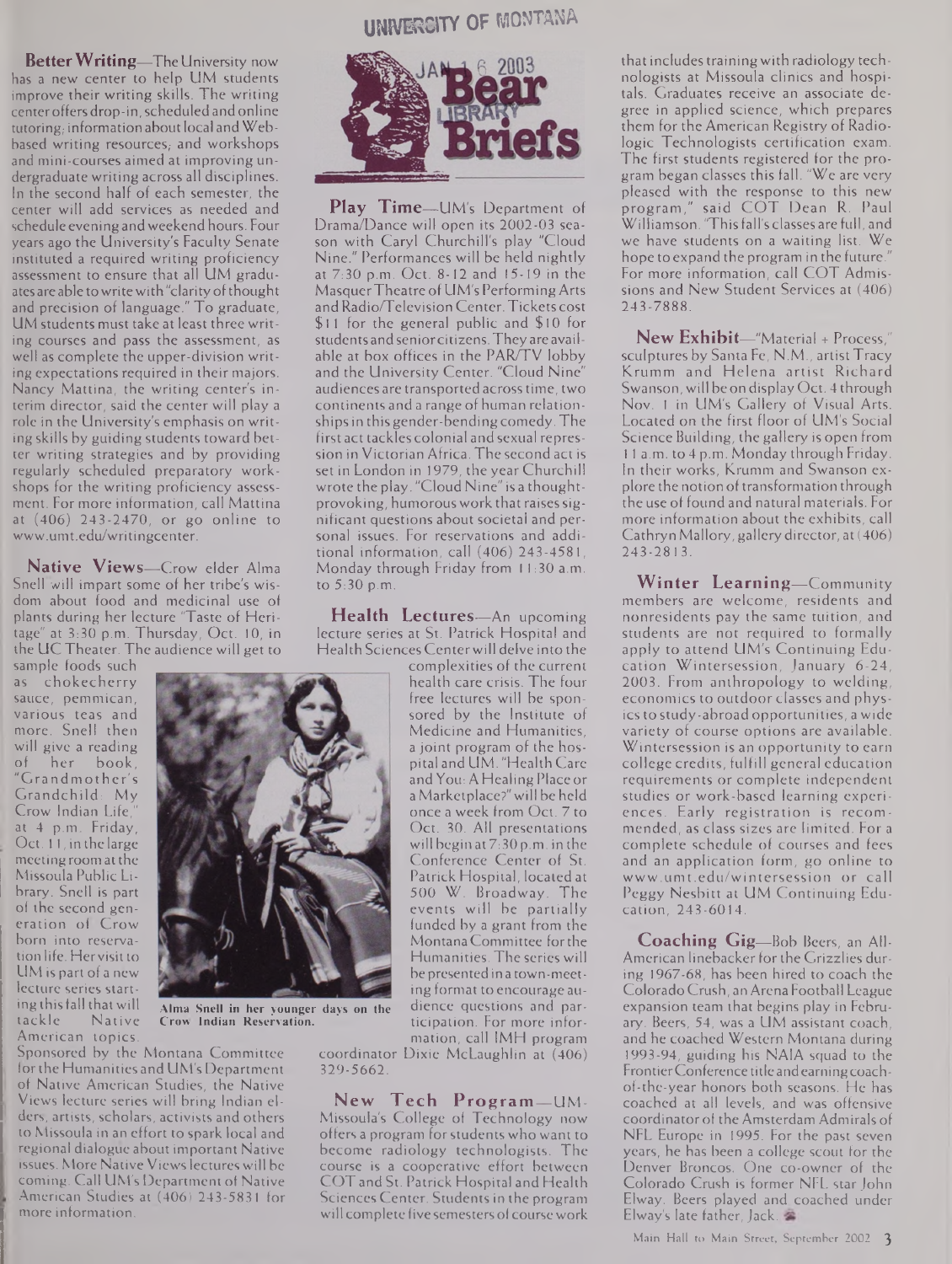# Bear Briefs

**Better Writing**—The University now has a new center to help UM students improve their writing skills. The writing center offers drop-in, scheduled and online tutoring; information about local and Web-based writing resources; and workshops and mini-courses aimed at improving undergraduate writing across all disciplines. In the second half of each semester, the center will add services as needed and schedule evening and weekend hours. Four years ago the University's Faculty Senate instituted a required writing proficiency assessment to ensure that all UM graduates are able to write with "clarity of thought and precision of language." To graduate, UM students must take at least three writing courses and pass the assessment, as well as complete the upper-division writing expectations required in their majors. Nancy Mattina, the writing center's interim director, said the center will play a role in the University's emphasis on writing skills by guiding students toward better writing strategies and by providing regularly scheduled preparatory workshops for the writing proficiency assessment. For more information, call Mattina at (406) 243-2470, or go online to www.umt.edu/writingcenter.

**Native Views**—Crow elder Alma Snell will impart some of her tribe's wisdom about food and medicinal use of plants during her lecture "Taste of Heritage" at 3:30 p.m. Thursday, Oct. 10, in the UC Theater. The audience will get to sample foods such as chokecherry sauce, pemmican, various teas and more. Snell then will give a reading of her book, "Grandmother's Grandchild: My Crow Indian Life," at 4 p.m. Friday, Oct. 11, in the large meeting room at the Missoula Public Library. Snell is part of the second generation of Crow born into reservation life. Her visit to UM is part of a new lecture series starting this fall that will tackle Native American topics. Sponsored by the Montana Committee for the Humanities and UM's Department of Native American Studies, the Native Views lecture series will bring Indian elders, artists, scholars, activists and others to Missoula in an effort to spark local and regional dialogue about important Native issues. More Native Views lectures will be coming. Call UM's Department of Native American Studies at (406) 243-5831 for more information.

Alma Snell in her younger days on the Crow Indian Reservation.

**Play Time**—UM's Department of Drama/Dance will open its 2002-03 season with Caryl Churchill's play "Cloud Nine." Performances will be held nightly at 7:30 p.m. Oct. 8-12 and 15-19 in the Masquer Theatre of UM's Performing Arts and Radio/Television Center. Tickets cost $11 for the general public and $10 for students and senior citizens. They are available at box offices in the PAR/TV lobby and the University Center. "Cloud Nine" audiences are transported across time, two continents and a range of human relationships in this gender-bending comedy. The first act tackles colonial and sexual repression in Victorian Africa. The second act is set in London in 1979, the year Churchill wrote the play. "Cloud Nine" is a thought-provoking, humorous work that raises significant questions about societal and personal issues. For reservations and additional information, call (406) 243-4581, Monday through Friday from 11:30 a.m. to 5:30 p.m.

**Health Lectures**—An upcoming lecture series at St. Patrick Hospital and Health Sciences Center will delve into the complexities of the current health care crisis. The four free lectures will be sponsored by the Institute of Medicine and Humanities, a joint program of the hospital and UM. "Health Care and You: A Healing Place or a Marketplace?" will be held once a week from Oct. 7 to Oct. 30. All presentations will begin at 7:30 p.m. in the Conference Center of St. Patrick Hospital, located at 500 W. Broadway. The events will be partially funded by a grant from the Montana Committee for the Humanities. The series will be presented in a town-meeting format to encourage audience questions and participation. For more information, call IMH program coordinator Dixie McLaughlin at (406) 329-5662.

**New Tech Program**—UM-Missoula's College of Technology now offers a program for students who want to become radiology technologists. The course is a cooperative effort between COT and St. Patrick Hospital and Health Sciences Center. Students in the program will complete five semesters of course work that includes training with radiology technologists at Missoula clinics and hospitals. Graduates receive an associate degree in applied science, which prepares them for the American Registry of Radiologic Technologists certification exam. The first students registered for the program began classes this fall. "We are very pleased with the response to this new program," said COT Dean R. Paul Williamson. "This fall's classes are full, and we have students on a waiting list. We hope to expand the program in the future." For more information, call COT Admissions and New Student Services at (406) 243-7888.

**New Exhibit**—"Material + Process," sculptures by Santa Fe, N.M., artist Tracy Krumm and Helena artist Richard Swanson, will be on display Oct. 4 through Nov. 1 in UM's Gallery of Visual Arts. Located on the first floor of UM's Social Science Building, the gallery is open from 11 a.m. to 4 p.m. Monday through Friday. In their works, Krumm and Swanson explore the notion of transformation through the use of found and natural materials. For more information about the exhibits, call Cathryn Mallory, gallery director, at (406) 243-2813.

**Winter Learning**—Community members are welcome, residents and nonresidents pay the same tuition, and students are not required to formally apply to attend UM's Continuing Education Wintersession, January 6-24, 2003. From anthropology to welding, economics to outdoor classes and physics to study-abroad opportunities, a wide variety of course options are available. Wintersession is an opportunity to earn college credits, fulfill general education requirements or complete independent studies or work-based learning experiences. Early registration is recommended, as class sizes are limited. For a complete schedule of courses and fees and an application form, go online to www.umt.edu/wintersession or call Peggy Nesbitt at UM Continuing Education, 243-6014.

**Coaching Gig**—Bob Beers, an All-American linebacker for the Grizzlies during 1967-68, has been hired to coach the Colorado Crush, an Arena Football League expansion team that begins play in February. Beers, 54, was a UM assistant coach, and he coached Western Montana during 1993-94, guiding his NAIA squad to the Frontier Conference title and earning coach-of-the-year honors both seasons. He has coached at all levels, and was offensive coordinator of the Amsterdam Admirals of NFL Europe in 1995. For the past seven years, he has been a college scout for the Denver Broncos. One co-owner of the Colorado Crush is former NFL star John Elway. Beers played and coached under Elway's late father, Jack.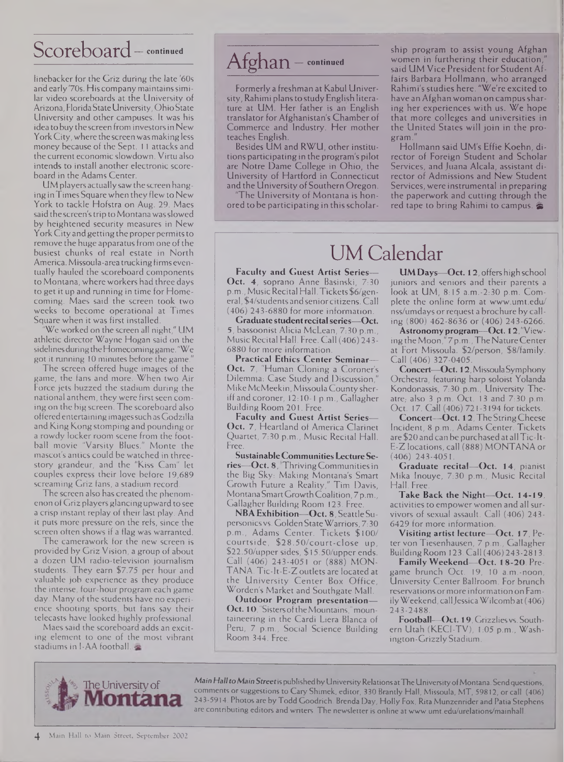## Scoreboard — continued

linebacker for the Griz during the late '60s and early '70s. His company maintains similar video scoreboards at the University of Arizona, Florida State University, Ohio State University and other campuses. It was his idea to buy the screen from investors in New York City, where the screen was making less money because of the Sept. 11 attacks and the current economic slowdown. Virtu also intends to install another electronic scoreboard in the Adams Center.

UM players actually saw the screen hanging in Times Square when they flew to New York to tackle Hofstra on Aug. 29. Maes said the screen's trip to Montana was slowed by heightened security measures in New York City and getting the proper permits to remove the huge apparatus from one of the busiest chunks of real estate in North America. Missoula-area trucking firms eventually hauled the scoreboard components to Montana, where workers had three days to get it up and running in time for Homecoming. Maes said the screen took two weeks to become operational at Times Square when it was first installed.

"We worked on the screen all night," UM athletic director Wayne Hogan said on the sidelines during the Homecoming game. "We got it running 10 minutes before the game."

The screen offered huge images of the game, the fans and more. When two Air Force jets buzzed the stadium during the national anthem, they were first seen coming on the big screen. The scoreboard also offered entertaining images such as Godzilla and King Kong stomping and pounding or a rowdy locker room scene from the football movie "Varsity Blues." Monte the mascot's antics could be watched in three-story grandeur, and the "Kiss Cam" let couples express their love before 19,689 screaming Griz fans, a stadium record.

The screen also has created the phenomenon of Griz players glancing upward to see a crisp instant replay of their last play. And it puts more pressure on the refs, since the screen often shows if a flag was warranted.

The camerawork for the new screen is provided by Griz Vision, a group of about a dozen UM radio-television journalism students. They earn $7.75 per hour and valuable job experience as they produce the intense, four-hour program each game day. Many of the students have no experience shooting sports, but fans say their telecasts have looked highly professional.

Maes said the scoreboard adds an exciting element to one of the most vibrant stadiums in I-AA football.

## Afghan — continued

Formerly a freshman at Kabul University, Rahimi plans to study English literature at UM. Her father is an English translator for Afghanistan's Chamber of Commerce and Industry. Her mother teaches English.

Besides UM and RWU, other institutions participating in the program's pilot are Notre Dame College in Ohio, the University of Hartford in Connecticut and the University of Southern Oregon.

"The University of Montana is honored to be participating in this scholarship program to assist young Afghan women in furthering their education," said UM Vice President for Student Affairs Barbara Hollmann, who arranged Rahimi's studies here. "We're excited to have an Afghan woman on campus sharing her experiences with us. We hope that more colleges and universities in the United States will join in the program."

Hollmann said UM's Effie Koehn, director of Foreign Student and Scholar Services, and Juana Alcala, assistant director of Admissions and New Student Services, were instrumental in preparing the paperwork and cutting through the red tape to bring Rahimi to campus.

# UM Calendar

**Faculty and Guest Artist Series—Oct. 4**, soprano Anne Basinski, 7:30 p.m., Music Recital Hall. Tickets $6/general, $4/students and senior citizens. Call (406) 243-6880 for more information.

**Graduate student recital series—Oct. 5**, bassoonist Alicia McLean, 7:30 p.m., Music Recital Hall. Free. Call (406) 243-6880 for more information.

**Practical Ethics Center Seminar—Oct. 7**, "Human Cloning a Coroner's Dilemma: Case Study and Discussion," Mike McMeekin, Missoula County sheriff and coroner, 12:10-1 p.m., Gallagher Building Room 201. Free.

**Faculty and Guest Artist Series—Oct. 7**, Heartland of America Clarinet Quartet, 7:30 p.m., Music Recital Hall. Free.

**Sustainable Communities Lecture Series—Oct. 8**, "Thriving Communities in the Big Sky: Making Montana's Smart Growth Future a Reality," Tim Davis, Montana Smart Growth Coalition, 7 p.m., Gallagher Building Room 123. Free.

**NBA Exhibition—Oct. 8**, Seattle Supersonics vs. Golden State Warriors, 7:30 p.m., Adams Center. Tickets $100/courtside, $28.50/court-close up, $22.50/upper sides, $15.50/upper ends. Call (406) 243-4051 or (888) MONTANA. Tic-It-E-Z outlets are located at the University Center Box Office, Worden's Market and Southgate Mall.

**Outdoor Program presentation—Oct. 10**, "Sisters of the Mountains," mountaineering in the Cardi Liera Blanca of Peru, 7 p.m., Social Science Building Room 344. Free.

**UM Days—Oct. 12**, offers high school juniors and seniors and their parents a look at UM, 8:15 a.m.-2:30 p.m. Complete the online form at www.umt.edu/nss/umdays or request a brochure by calling (800) 462-8636 or (406) 243-6266.

**Astronomy program—Oct. 12**, "Viewing the Moon," 7 p.m., The Nature Center at Fort Missoula. $2/person, $8/family. Call (406) 327-0405.

**Concert—Oct. 12**, Missoula Symphony Orchestra, featuring harp soloist Yolanda Kondonassis, 7:30 p.m., University Theatre; also 3 p.m. Oct. 13 and 7:30 p.m. Oct. 17. Call (406) 721-3194 for tickets.

**Concert—Oct. 12**, The String Cheese Incident, 8 p.m., Adams Center. Tickets are $20 and can be purchased at all Tic-It-E-Z locations, call (888) MONTANA or (406) 243-4051.

**Graduate recital—Oct. 14**, pianist Mika Inouye, 7:30 p.m., Music Recital Hall. Free.

**Take Back the Night—Oct. 14-19**, activities to empower women and all survivors of sexual assault. Call (406) 243-6429 for more information.

**Visiting artist lecture—Oct. 17**, Peter von Tiesenhausen, 7 p.m., Gallagher Building Room 123. Call (406) 243-2813.

**Family Weekend—Oct. 18-20**. Pregame brunch Oct. 19, 10 a.m.-noon, University Center Ballroom. For brunch reservations or more information on Family Weekend, call Jessica Wilcomb at (406) 243-2488.

**Football—Oct. 19**, Grizzlies vs. Southern Utah (KECI-TV), 1:05 p.m., Washington-Grizzly Stadium.

The University of Montana

*Main Hall to Main Street* is published by University Relations at The University of Montana. Send questions, comments or suggestions to Cary Shimek, editor, 330 Brantly Hall, Missoula, MT, 59812, or call (406) 243-5914. Photos are by Todd Goodrich. Brenda Day, Holly Fox, Rita Munzenrider and Patia Stephens are contributing editors and writers. The newsletter is online at www.umt.edu/urelations/mainhall.